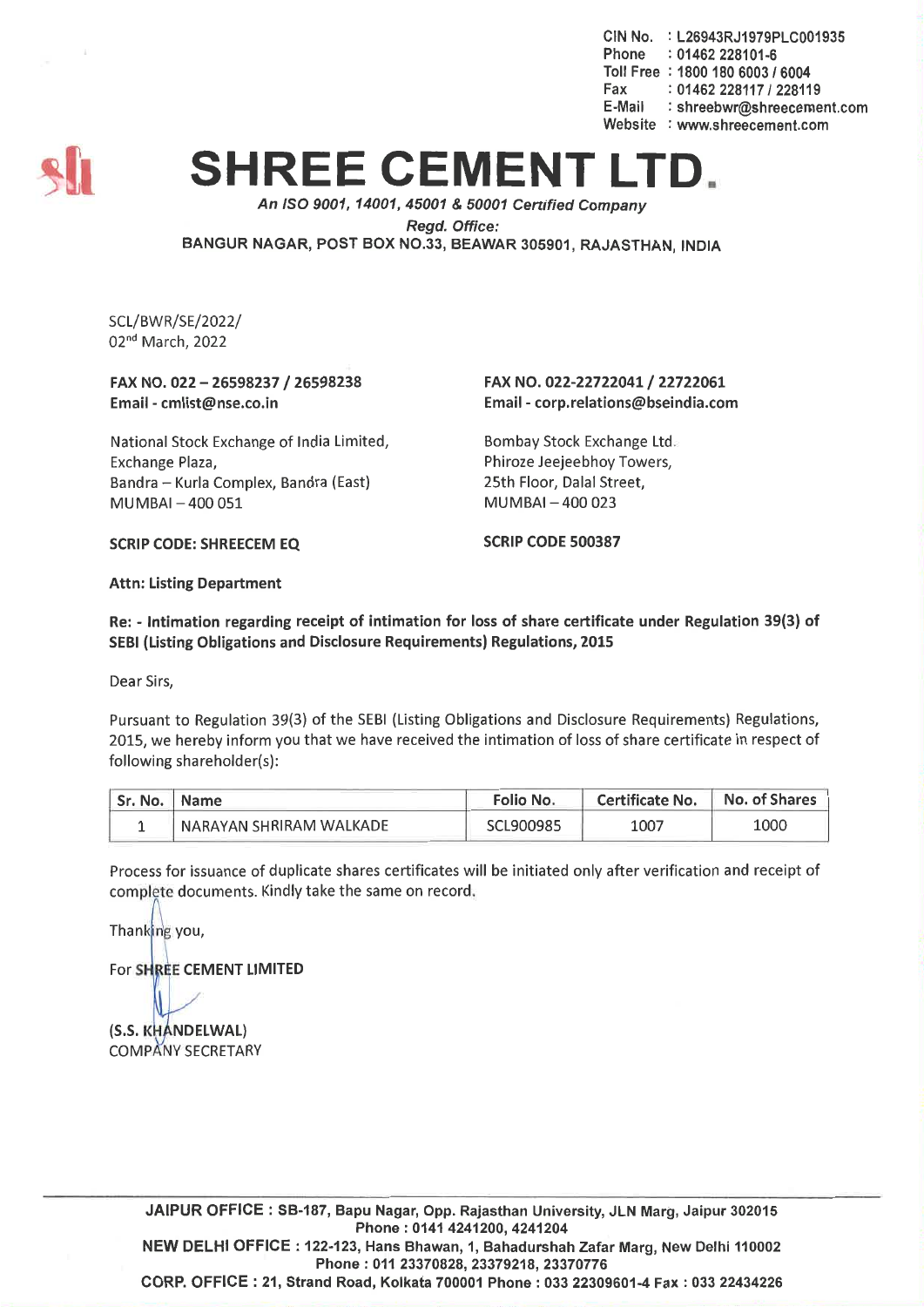CIN No. : L26943RJ1979PLC001935
Phone : 01462 228101-6
Toll Free : 1800 180 6003 / 6004
Fax : 01462 228117 / 228119
E-Mail : shreebwr@shreecement.com
Website : www.shreecement.com

# SHREE CEMENT LTD.

*An ISO 9001, 14001, 45001 & 50001 Certified Company*

*Regd. Office:*
BANGUR NAGAR, POST BOX NO.33, BEAWAR 305901, RAJASTHAN, INDIA

SCL/BWR/SE/2022/
02nd March, 2022

**FAX NO. 022 – 26598237 / 26598238**
**Email - cmlist@nse.co.in**

National Stock Exchange of India Limited,
Exchange Plaza,
Bandra – Kurla Complex, Bandra (East)
MUMBAI – 400 051

**SCRIP CODE: SHREECEM EQ**

**FAX NO. 022-22722041 / 22722061**
**Email - corp.relations@bseindia.com**

Bombay Stock Exchange Ltd.
Phiroze Jeejeebhoy Towers,
25th Floor, Dalal Street,
MUMBAI – 400 023

**SCRIP CODE 500387**

**Attn: Listing Department**

**Re: - Intimation regarding receipt of intimation for loss of share certificate under Regulation 39(3) of SEBI (Listing Obligations and Disclosure Requirements) Regulations, 2015**

Dear Sirs,

Pursuant to Regulation 39(3) of the SEBI (Listing Obligations and Disclosure Requirements) Regulations, 2015, we hereby inform you that we have received the intimation of loss of share certificate in respect of following shareholder(s):

| Sr. No. | Name | Folio No. | Certificate No. | No. of Shares |
|---|---|---|---|---|
| 1 | NARAYAN SHRIRAM WALKADE | SCL900985 | 1007 | 1000 |

Process for issuance of duplicate shares certificates will be initiated only after verification and receipt of complete documents. Kindly take the same on record.

Thanking you,

For **SHREE CEMENT LIMITED**

**(S.S. KHANDELWAL)**
COMPANY SECRETARY

**JAIPUR OFFICE : SB-187, Bapu Nagar, Opp. Rajasthan University, JLN Marg, Jaipur 302015**
**Phone : 0141 4241200, 4241204**
**NEW DELHI OFFICE : 122-123, Hans Bhawan, 1, Bahadurshah Zafar Marg, New Delhi 110002**
**Phone : 011 23370828, 23379218, 23370776**
**CORP. OFFICE : 21, Strand Road, Kolkata 700001 Phone : 033 22309601-4 Fax : 033 22434226**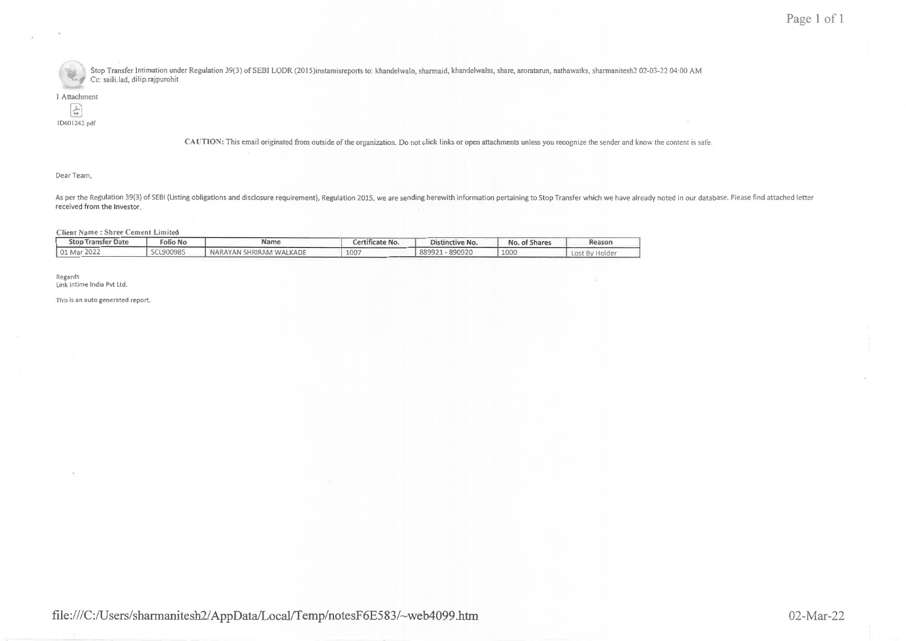Stop Transfer Intimation under Regulation 39(3) of SEBI LODR (2015)instamisreports to: khandelwaln, sharmaid, khandelwalss, share, aroratarun, nathawatks, sharmanitesh2 02-03-22 04:00 AM
Cc: saili.lad, dilip.rajpurohit

1 Attachment

1D601242.pdf

**CAUTION:** This email originated from outside of the organization. Do not click links or open attachments unless you recognize the sender and know the content is safe.

Dear Team,

As per the Regulation 39(3) of SEBI (Listing obligations and disclosure requirement), Regulation 2015, we are sending herewith information pertaining to Stop Transfer which we have already noted in our database. Please find attached letter received from the Investor.

**Client Name : Shree Cement Limited**

| Stop Transfer Date | Folio No | Name | Certificate No. | Distinctive No. | No. of Shares | Reason |
|---|---|---|---|---|---|---|
| 01 Mar 2022 | SCL900985 | NARAYAN SHRIRAM WALKADE | 1007 | 889921 - 890920 | 1000 | Lost By Holder |

Regards
Link Intime India Pvt Ltd.

This is an auto generated report.

file:///C:/Users/sharmanitesh2/AppData/Local/Temp/notesF6E583/~web4099.htm

02-Mar-22